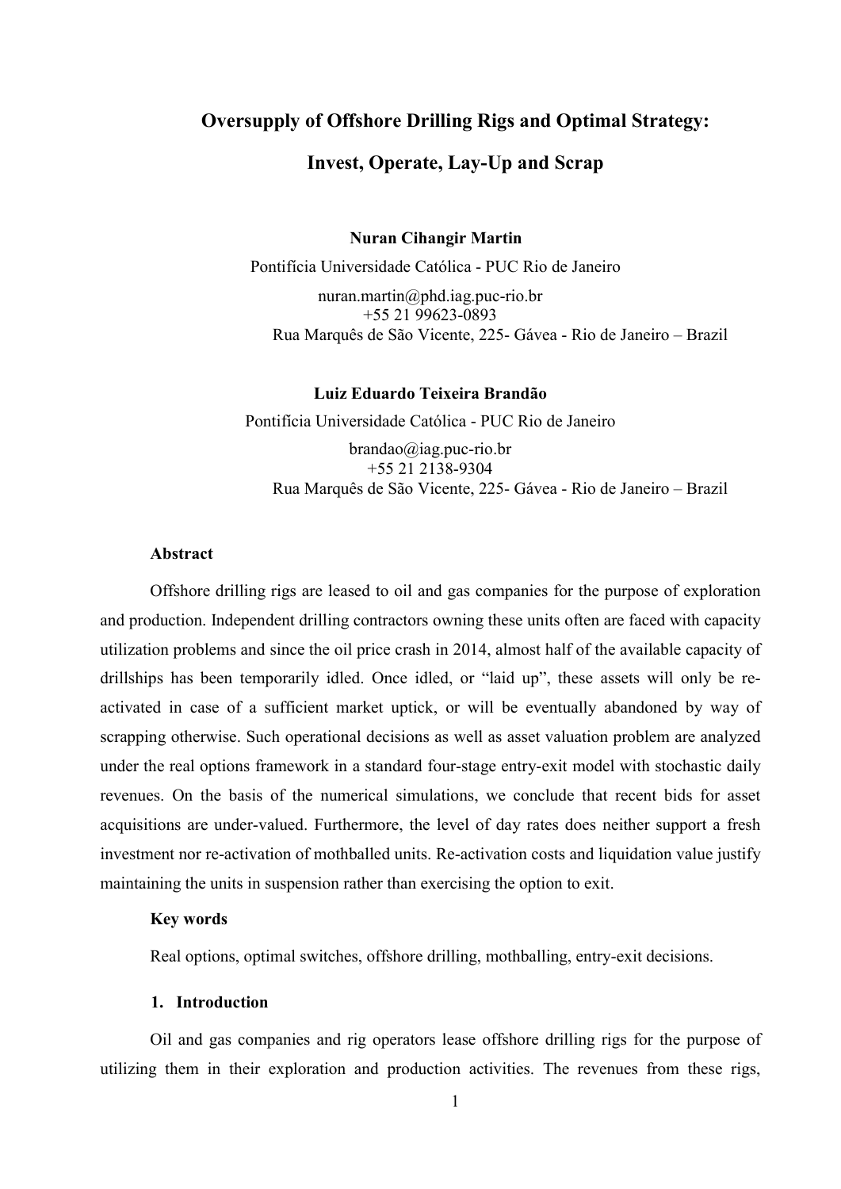# Oversupply of Offshore Drilling Rigs and Optimal Strategy:

# Invest, Operate, Lay-Up and Scrap

**Nuran Cihangir Martin**

Pontifícia Universidade Católica - PUC Rio de Janeiro

nuran.martin@phd.iag.puc-rio.br
+55 21 99623-0893
Rua Marquês de São Vicente, 225- Gávea - Rio de Janeiro – Brazil

**Luiz Eduardo Teixeira Brandão**

Pontifícia Universidade Católica - PUC Rio de Janeiro

brandao@iag.puc-rio.br
+55 21 2138-9304
Rua Marquês de São Vicente, 225- Gávea - Rio de Janeiro – Brazil

**Abstract**

Offshore drilling rigs are leased to oil and gas companies for the purpose of exploration and production. Independent drilling contractors owning these units often are faced with capacity utilization problems and since the oil price crash in 2014, almost half of the available capacity of drillships has been temporarily idled. Once idled, or "laid up", these assets will only be re-activated in case of a sufficient market uptick, or will be eventually abandoned by way of scrapping otherwise. Such operational decisions as well as asset valuation problem are analyzed under the real options framework in a standard four-stage entry-exit model with stochastic daily revenues. On the basis of the numerical simulations, we conclude that recent bids for asset acquisitions are under-valued. Furthermore, the level of day rates does neither support a fresh investment nor re-activation of mothballed units. Re-activation costs and liquidation value justify maintaining the units in suspension rather than exercising the option to exit.

**Key words**

Real options, optimal switches, offshore drilling, mothballing, entry-exit decisions.

## 1. Introduction

Oil and gas companies and rig operators lease offshore drilling rigs for the purpose of utilizing them in their exploration and production activities. The revenues from these rigs,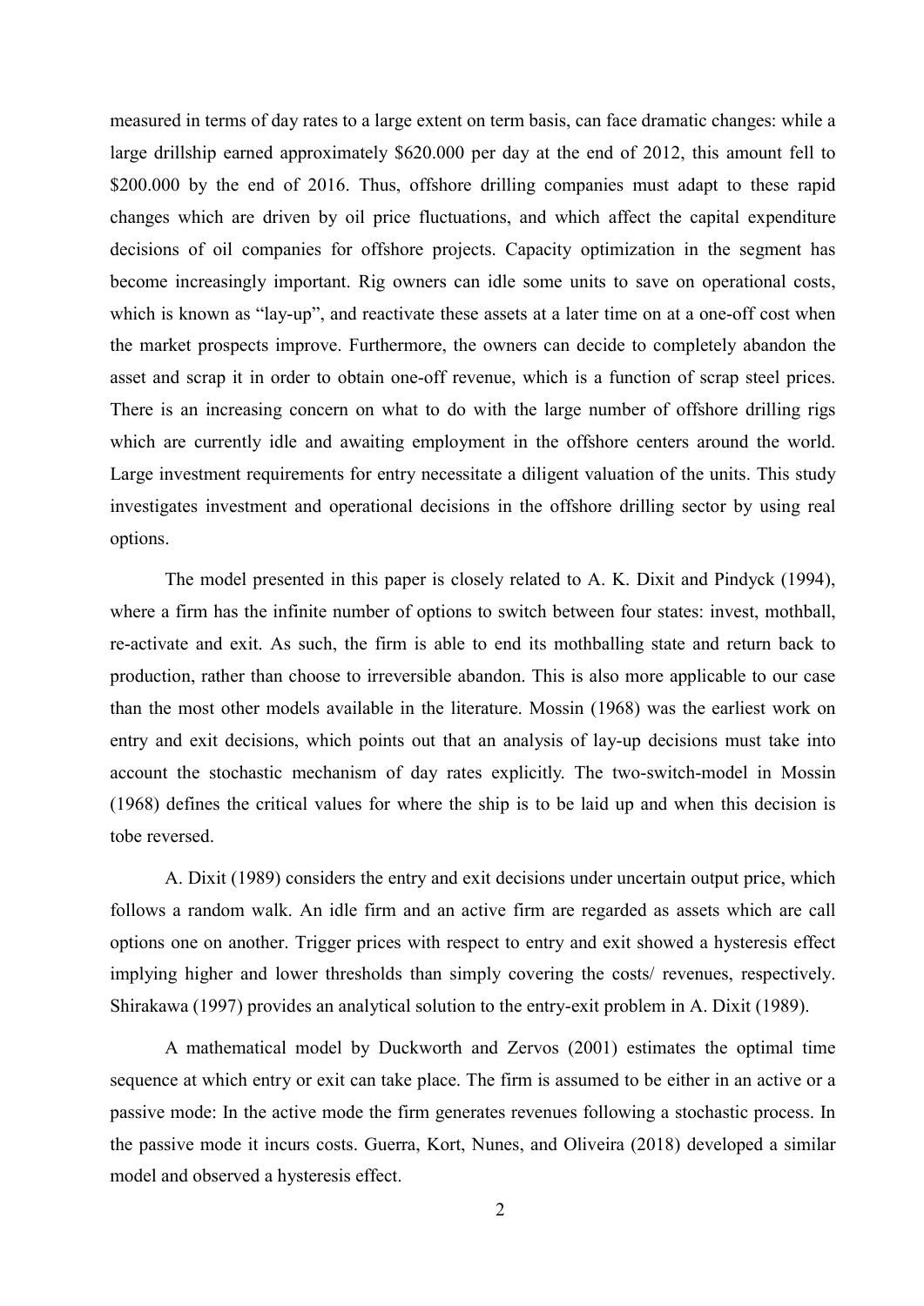measured in terms of day rates to a large extent on term basis, can face dramatic changes: while a large drillship earned approximately $620.000 per day at the end of 2012, this amount fell to $200.000 by the end of 2016. Thus, offshore drilling companies must adapt to these rapid changes which are driven by oil price fluctuations, and which affect the capital expenditure decisions of oil companies for offshore projects. Capacity optimization in the segment has become increasingly important. Rig owners can idle some units to save on operational costs, which is known as "lay-up", and reactivate these assets at a later time on at a one-off cost when the market prospects improve. Furthermore, the owners can decide to completely abandon the asset and scrap it in order to obtain one-off revenue, which is a function of scrap steel prices. There is an increasing concern on what to do with the large number of offshore drilling rigs which are currently idle and awaiting employment in the offshore centers around the world. Large investment requirements for entry necessitate a diligent valuation of the units. This study investigates investment and operational decisions in the offshore drilling sector by using real options.

The model presented in this paper is closely related to A. K. Dixit and Pindyck (1994), where a firm has the infinite number of options to switch between four states: invest, mothball, re-activate and exit. As such, the firm is able to end its mothballing state and return back to production, rather than choose to irreversible abandon. This is also more applicable to our case than the most other models available in the literature. Mossin (1968) was the earliest work on entry and exit decisions, which points out that an analysis of lay-up decisions must take into account the stochastic mechanism of day rates explicitly. The two-switch-model in Mossin (1968) defines the critical values for where the ship is to be laid up and when this decision is tobe reversed.

A. Dixit (1989) considers the entry and exit decisions under uncertain output price, which follows a random walk. An idle firm and an active firm are regarded as assets which are call options one on another. Trigger prices with respect to entry and exit showed a hysteresis effect implying higher and lower thresholds than simply covering the costs/ revenues, respectively. Shirakawa (1997) provides an analytical solution to the entry-exit problem in A. Dixit (1989).

A mathematical model by Duckworth and Zervos (2001) estimates the optimal time sequence at which entry or exit can take place. The firm is assumed to be either in an active or a passive mode: In the active mode the firm generates revenues following a stochastic process. In the passive mode it incurs costs. Guerra, Kort, Nunes, and Oliveira (2018) developed a similar model and observed a hysteresis effect.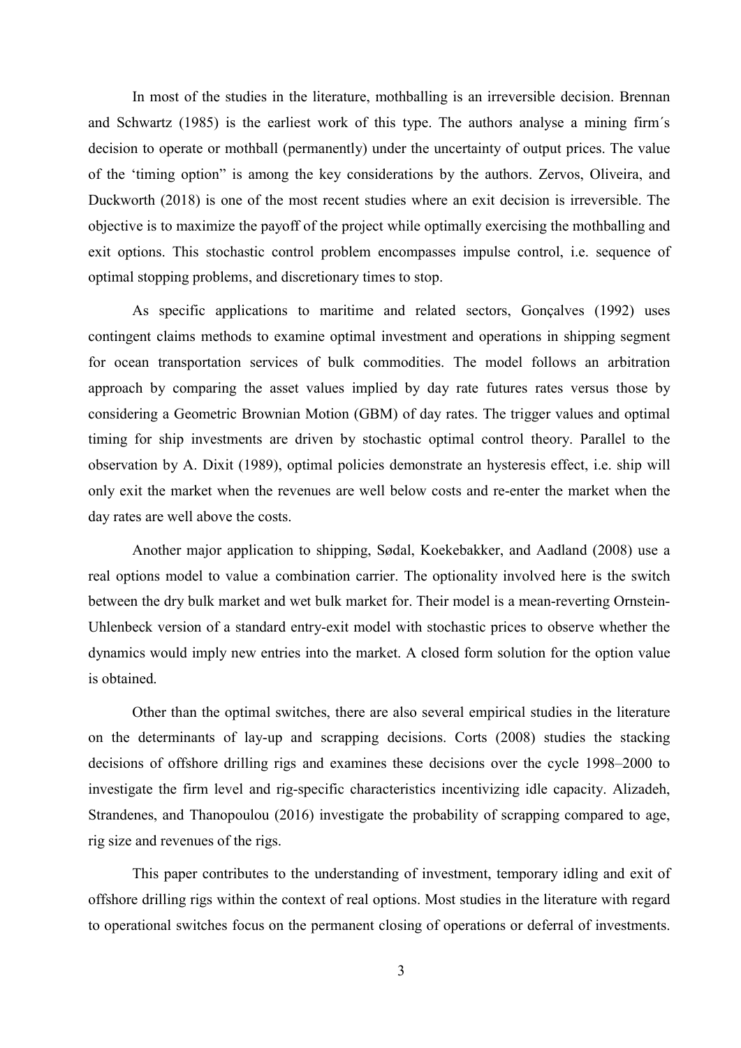In most of the studies in the literature, mothballing is an irreversible decision. Brennan and Schwartz (1985) is the earliest work of this type. The authors analyse a mining firm´s decision to operate or mothball (permanently) under the uncertainty of output prices. The value of the 'timing option" is among the key considerations by the authors. Zervos, Oliveira, and Duckworth (2018) is one of the most recent studies where an exit decision is irreversible. The objective is to maximize the payoff of the project while optimally exercising the mothballing and exit options. This stochastic control problem encompasses impulse control, i.e. sequence of optimal stopping problems, and discretionary times to stop.

As specific applications to maritime and related sectors, Gonçalves (1992) uses contingent claims methods to examine optimal investment and operations in shipping segment for ocean transportation services of bulk commodities. The model follows an arbitration approach by comparing the asset values implied by day rate futures rates versus those by considering a Geometric Brownian Motion (GBM) of day rates. The trigger values and optimal timing for ship investments are driven by stochastic optimal control theory. Parallel to the observation by A. Dixit (1989), optimal policies demonstrate an hysteresis effect, i.e. ship will only exit the market when the revenues are well below costs and re-enter the market when the day rates are well above the costs.

Another major application to shipping, Sødal, Koekebakker, and Aadland (2008) use a real options model to value a combination carrier. The optionality involved here is the switch between the dry bulk market and wet bulk market for. Their model is a mean-reverting Ornstein-Uhlenbeck version of a standard entry-exit model with stochastic prices to observe whether the dynamics would imply new entries into the market. A closed form solution for the option value is obtained.

Other than the optimal switches, there are also several empirical studies in the literature on the determinants of lay-up and scrapping decisions. Corts (2008) studies the stacking decisions of offshore drilling rigs and examines these decisions over the cycle 1998–2000 to investigate the firm level and rig-specific characteristics incentivizing idle capacity. Alizadeh, Strandenes, and Thanopoulou (2016) investigate the probability of scrapping compared to age, rig size and revenues of the rigs.

This paper contributes to the understanding of investment, temporary idling and exit of offshore drilling rigs within the context of real options. Most studies in the literature with regard to operational switches focus on the permanent closing of operations or deferral of investments.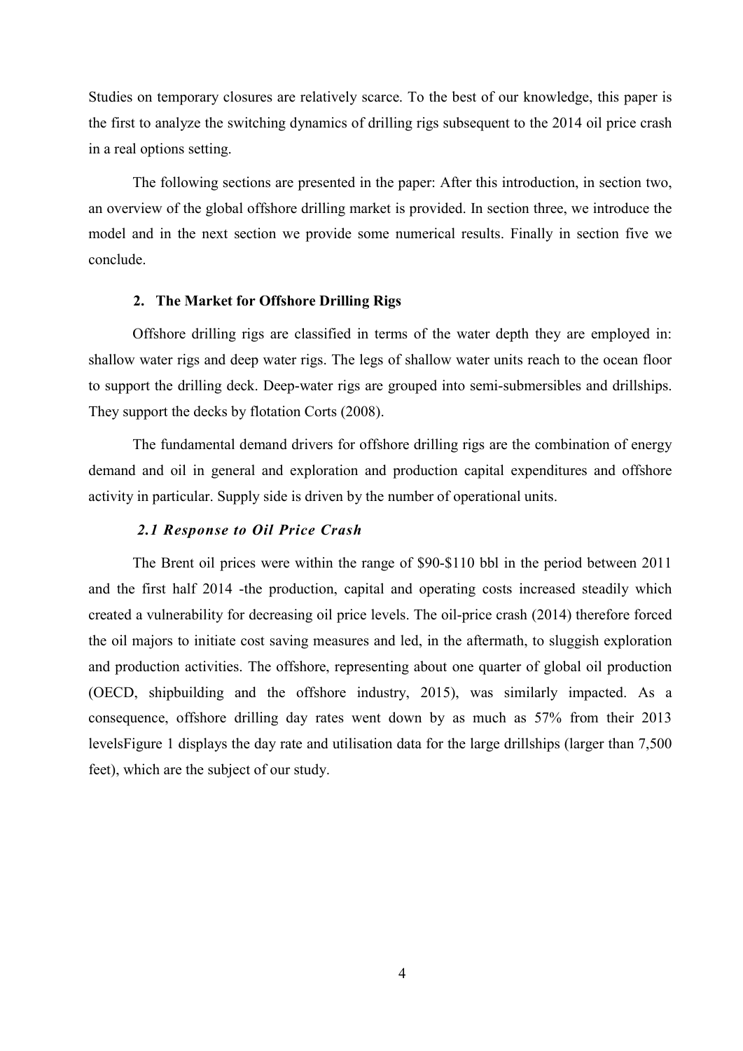Studies on temporary closures are relatively scarce. To the best of our knowledge, this paper is the first to analyze the switching dynamics of drilling rigs subsequent to the 2014 oil price crash in a real options setting.

The following sections are presented in the paper: After this introduction, in section two, an overview of the global offshore drilling market is provided. In section three, we introduce the model and in the next section we provide some numerical results. Finally in section five we conclude.

## 2. The Market for Offshore Drilling Rigs

Offshore drilling rigs are classified in terms of the water depth they are employed in: shallow water rigs and deep water rigs. The legs of shallow water units reach to the ocean floor to support the drilling deck. Deep-water rigs are grouped into semi-submersibles and drillships. They support the decks by flotation Corts (2008).

The fundamental demand drivers for offshore drilling rigs are the combination of energy demand and oil in general and exploration and production capital expenditures and offshore activity in particular. Supply side is driven by the number of operational units.

### *2.1 Response to Oil Price Crash*

The Brent oil prices were within the range of \$90-\$110 bbl in the period between 2011 and the first half 2014 -the production, capital and operating costs increased steadily which created a vulnerability for decreasing oil price levels. The oil-price crash (2014) therefore forced the oil majors to initiate cost saving measures and led, in the aftermath, to sluggish exploration and production activities. The offshore, representing about one quarter of global oil production (OECD, shipbuilding and the offshore industry, 2015), was similarly impacted. As a consequence, offshore drilling day rates went down by as much as 57% from their 2013 levelsFigure 1 displays the day rate and utilisation data for the large drillships (larger than 7,500 feet), which are the subject of our study.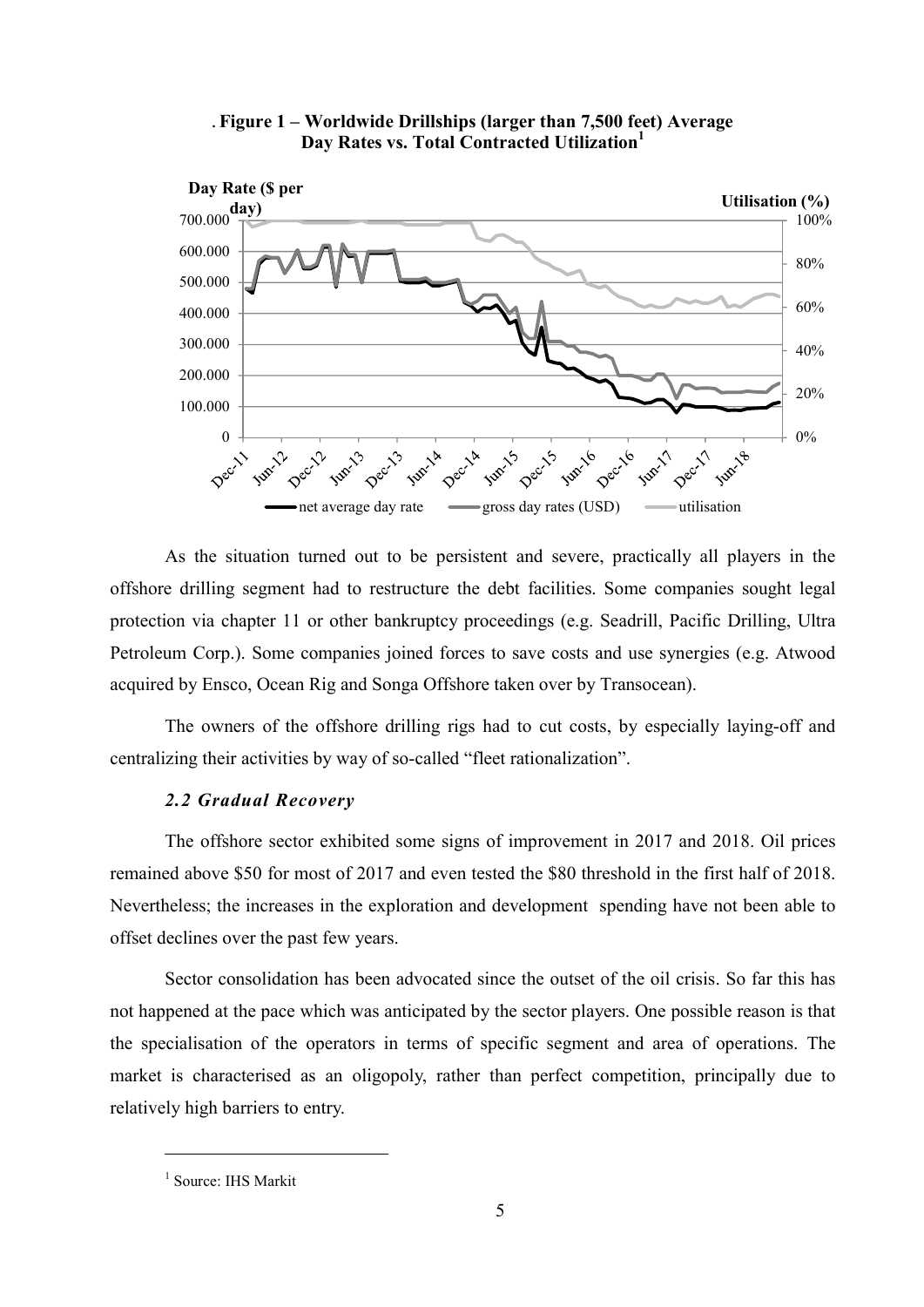. **Figure 1 – Worldwide Drillships (larger than 7,500 feet) Average Day Rates vs. Total Contracted Utilization**[1]

As the situation turned out to be persistent and severe, practically all players in the offshore drilling segment had to restructure the debt facilities. Some companies sought legal protection via chapter 11 or other bankruptcy proceedings (e.g. Seadrill, Pacific Drilling, Ultra Petroleum Corp.). Some companies joined forces to save costs and use synergies (e.g. Atwood acquired by Ensco, Ocean Rig and Songa Offshore taken over by Transocean).

The owners of the offshore drilling rigs had to cut costs, by especially laying-off and centralizing their activities by way of so-called "fleet rationalization".

### *2.2 Gradual Recovery*

The offshore sector exhibited some signs of improvement in 2017 and 2018. Oil prices remained above $50 for most of 2017 and even tested the $80 threshold in the first half of 2018. Nevertheless; the increases in the exploration and development spending have not been able to offset declines over the past few years.

Sector consolidation has been advocated since the outset of the oil crisis. So far this has not happened at the pace which was anticipated by the sector players. One possible reason is that the specialisation of the operators in terms of specific segment and area of operations. The market is characterised as an oligopoly, rather than perfect competition, principally due to relatively high barriers to entry.

[1] Source: IHS Markit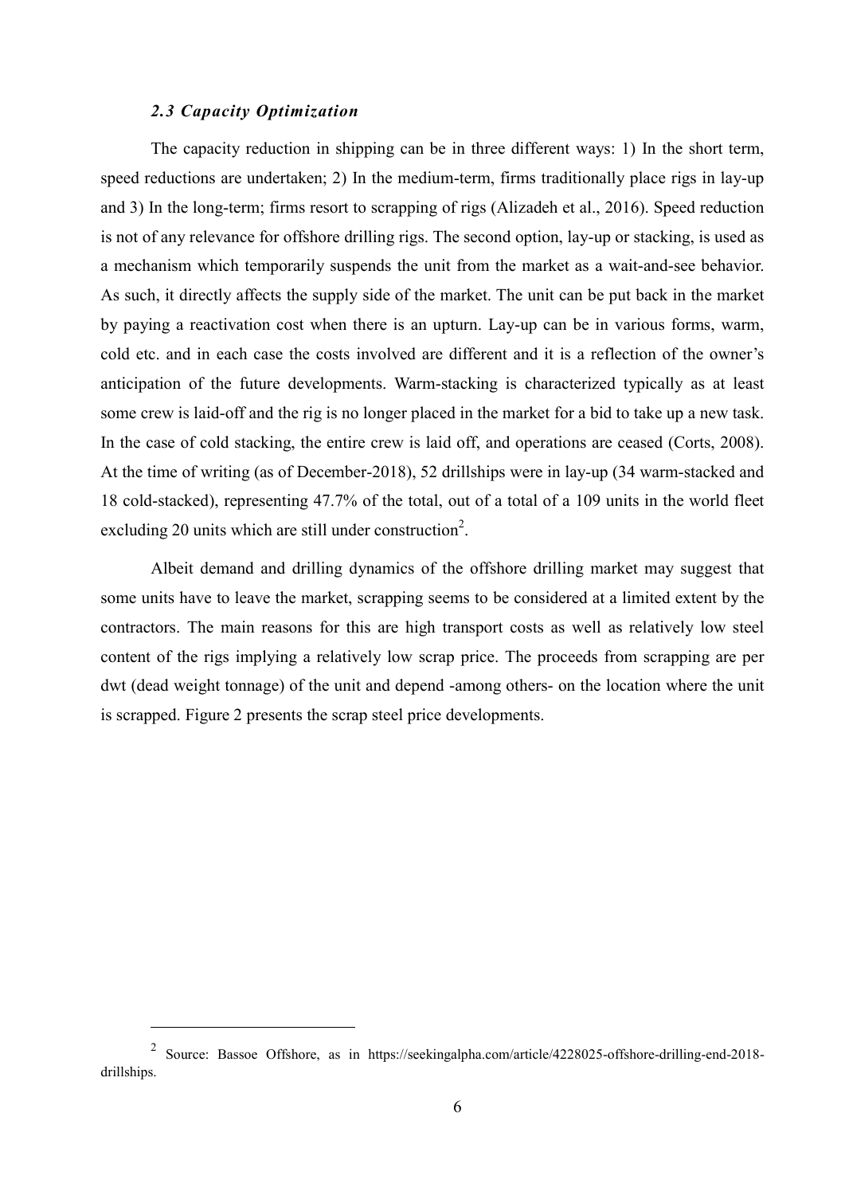### *2.3 Capacity Optimization*

The capacity reduction in shipping can be in three different ways: 1) In the short term, speed reductions are undertaken; 2) In the medium-term, firms traditionally place rigs in lay-up and 3) In the long-term; firms resort to scrapping of rigs (Alizadeh et al., 2016). Speed reduction is not of any relevance for offshore drilling rigs. The second option, lay-up or stacking, is used as a mechanism which temporarily suspends the unit from the market as a wait-and-see behavior. As such, it directly affects the supply side of the market. The unit can be put back in the market by paying a reactivation cost when there is an upturn. Lay-up can be in various forms, warm, cold etc. and in each case the costs involved are different and it is a reflection of the owner's anticipation of the future developments. Warm-stacking is characterized typically as at least some crew is laid-off and the rig is no longer placed in the market for a bid to take up a new task. In the case of cold stacking, the entire crew is laid off, and operations are ceased (Corts, 2008). At the time of writing (as of December-2018), 52 drillships were in lay-up (34 warm-stacked and 18 cold-stacked), representing 47.7% of the total, out of a total of a 109 units in the world fleet excluding 20 units which are still under construction[2].

Albeit demand and drilling dynamics of the offshore drilling market may suggest that some units have to leave the market, scrapping seems to be considered at a limited extent by the contractors. The main reasons for this are high transport costs as well as relatively low steel content of the rigs implying a relatively low scrap price. The proceeds from scrapping are per dwt (dead weight tonnage) of the unit and depend -among others- on the location where the unit is scrapped. Figure 2 presents the scrap steel price developments.

---

[2] Source: Bassoe Offshore, as in https://seekingalpha.com/article/4228025-offshore-drilling-end-2018-drillships.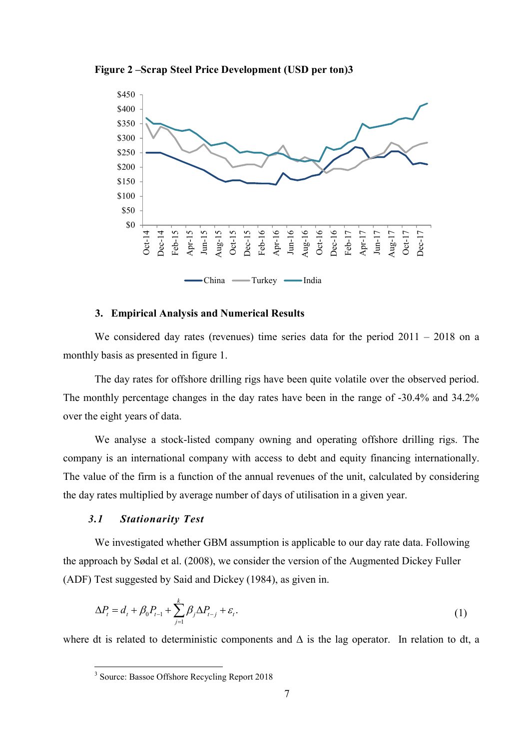**Figure 2 –Scrap Steel Price Development (USD per ton)**[3]

## 3. Empirical Analysis and Numerical Results

We considered day rates (revenues) time series data for the period 2011 – 2018 on a monthly basis as presented in figure 1.

The day rates for offshore drilling rigs have been quite volatile over the observed period. The monthly percentage changes in the day rates have been in the range of -30.4% and 34.2% over the eight years of data.

We analyse a stock-listed company owning and operating offshore drilling rigs. The company is an international company with access to debt and equity financing internationally. The value of the firm is a function of the annual revenues of the unit, calculated by considering the day rates multiplied by average number of days of utilisation in a given year.

### *3.1 Stationarity Test*

We investigated whether GBM assumption is applicable to our day rate data. Following the approach by Sødal et al. (2008), we consider the version of the Augmented Dickey Fuller (ADF) Test suggested by Said and Dickey (1984), as given in.

$$\Delta P_t = d_t + \beta_0 P_{t-1} + \sum_{j=1}^{k} \beta_j \Delta P_{t-j} + \varepsilon_t. \tag{1}$$

where dt is related to deterministic components and $\Delta$ is the lag operator. In relation to dt, a

[3] Source: Bassoe Offshore Recycling Report 2018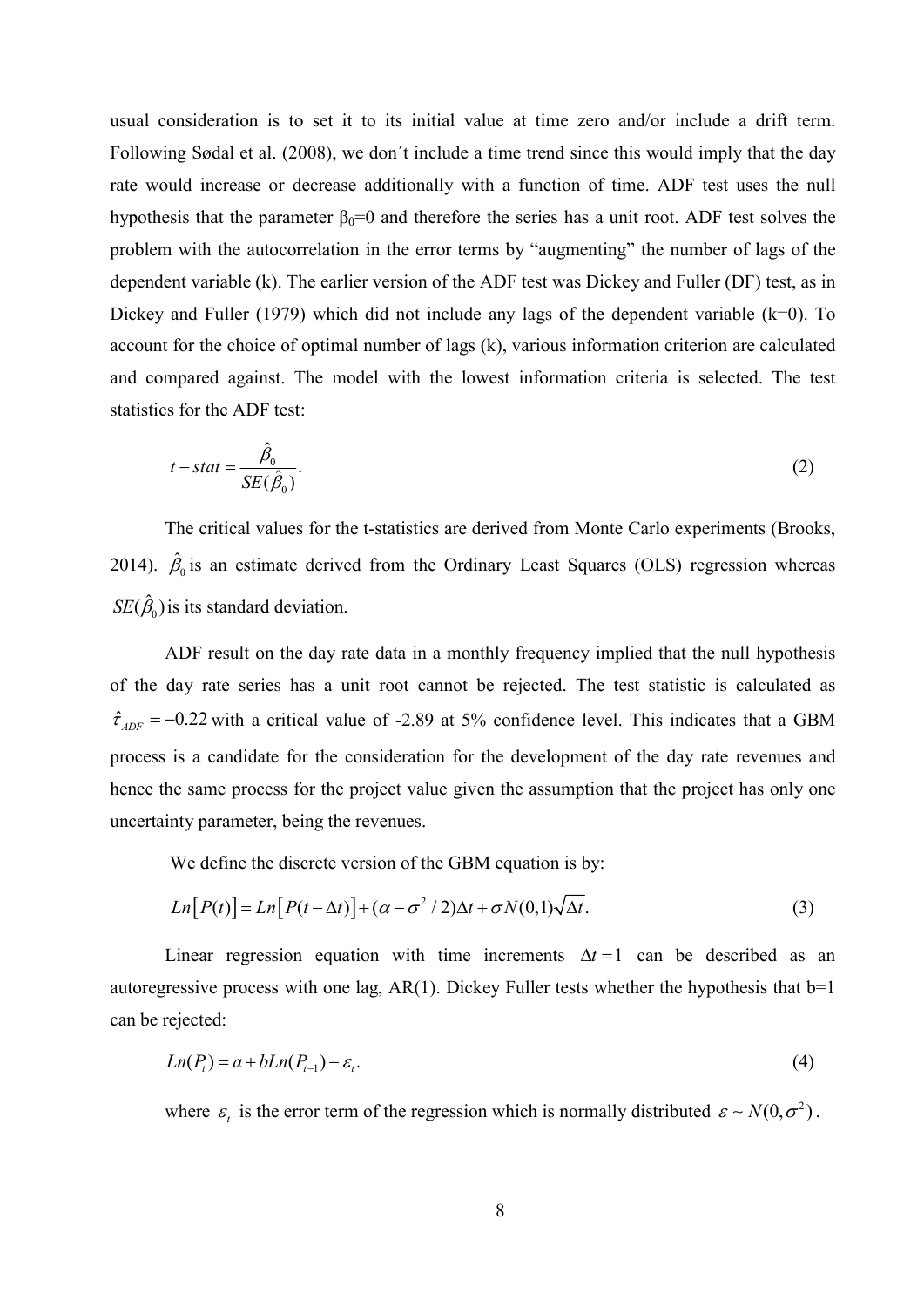usual consideration is to set it to its initial value at time zero and/or include a drift term. Following Sødal et al. (2008), we don´t include a time trend since this would imply that the day rate would increase or decrease additionally with a function of time. ADF test uses the null hypothesis that the parameter $\beta_0=0$ and therefore the series has a unit root. ADF test solves the problem with the autocorrelation in the error terms by "augmenting" the number of lags of the dependent variable (k). The earlier version of the ADF test was Dickey and Fuller (DF) test, as in Dickey and Fuller (1979) which did not include any lags of the dependent variable (k=0). To account for the choice of optimal number of lags (k), various information criterion are calculated and compared against. The model with the lowest information criteria is selected. The test statistics for the ADF test:

$$t-stat = \frac{\hat{\beta}_0}{SE(\hat{\beta}_0)}. \tag{2}$$

The critical values for the t-statistics are derived from Monte Carlo experiments (Brooks, 2014). $\hat{\beta}_0$ is an estimate derived from the Ordinary Least Squares (OLS) regression whereas $SE(\hat{\beta}_0)$ is its standard deviation.

ADF result on the day rate data in a monthly frequency implied that the null hypothesis of the day rate series has a unit root cannot be rejected. The test statistic is calculated as $\hat{\tau}_{ADF} = -0.22$ with a critical value of -2.89 at 5% confidence level. This indicates that a GBM process is a candidate for the consideration for the development of the day rate revenues and hence the same process for the project value given the assumption that the project has only one uncertainty parameter, being the revenues.

We define the discrete version of the GBM equation is by:

$$Ln\left[P(t)\right] = Ln\left[P(t-\Delta t)\right] + (\alpha - \sigma^2/2)\Delta t + \sigma N(0,1)\sqrt{\Delta t}. \tag{3}$$

Linear regression equation with time increments $\Delta t = 1$ can be described as an autoregressive process with one lag, AR(1). Dickey Fuller tests whether the hypothesis that b=1 can be rejected:

$$Ln(P_t) = a + bLn(P_{t-1}) + \varepsilon_t. \tag{4}$$

where $\varepsilon_t$ is the error term of the regression which is normally distributed $\varepsilon \sim N(0,\sigma^2)$.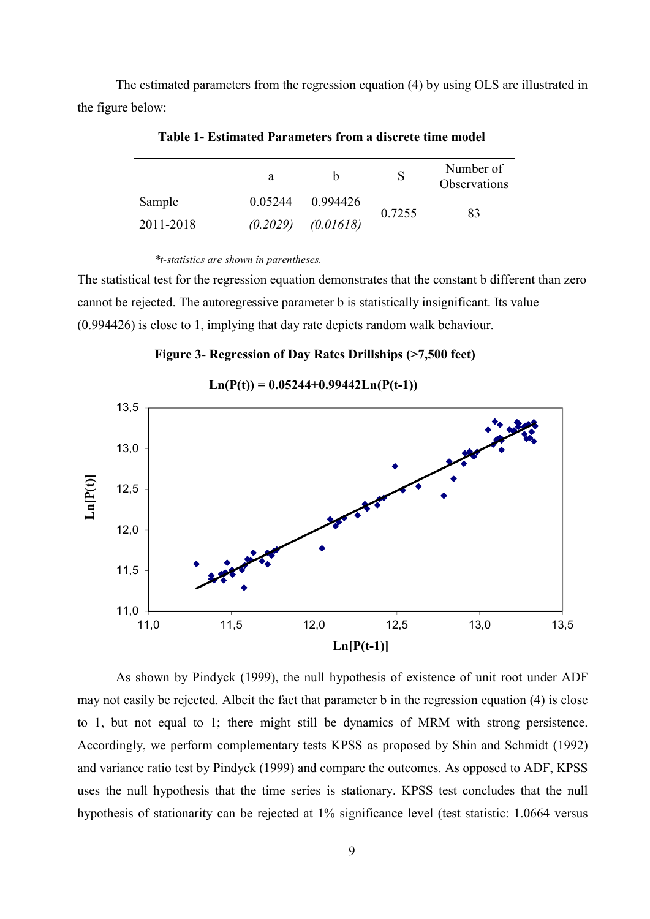The estimated parameters from the regression equation (4) by using OLS are illustrated in the figure below:

**Table 1- Estimated Parameters from a discrete time model**

| | a | b | S | Number of Observations |
|---|---|---|---|---|
| Sample 2011-2018 | 0.05244 *(0.2029)* | 0.994426 *(0.01618)* | 0.7255 | 83 |

*\*t-statistics are shown in parentheses.*

The statistical test for the regression equation demonstrates that the constant b different than zero cannot be rejected. The autoregressive parameter b is statistically insignificant. Its value (0.994426) is close to 1, implying that day rate depicts random walk behaviour.

**Figure 3- Regression of Day Rates Drillships (>7,500 feet)**

$$Ln(P(t)) = 0.05244+0.99442Ln(P(t-1))$$

As shown by Pindyck (1999), the null hypothesis of existence of unit root under ADF may not easily be rejected. Albeit the fact that parameter b in the regression equation (4) is close to 1, but not equal to 1; there might still be dynamics of MRM with strong persistence. Accordingly, we perform complementary tests KPSS as proposed by Shin and Schmidt (1992) and variance ratio test by Pindyck (1999) and compare the outcomes. As opposed to ADF, KPSS uses the null hypothesis that the time series is stationary. KPSS test concludes that the null hypothesis of stationarity can be rejected at 1% significance level (test statistic: 1.0664 versus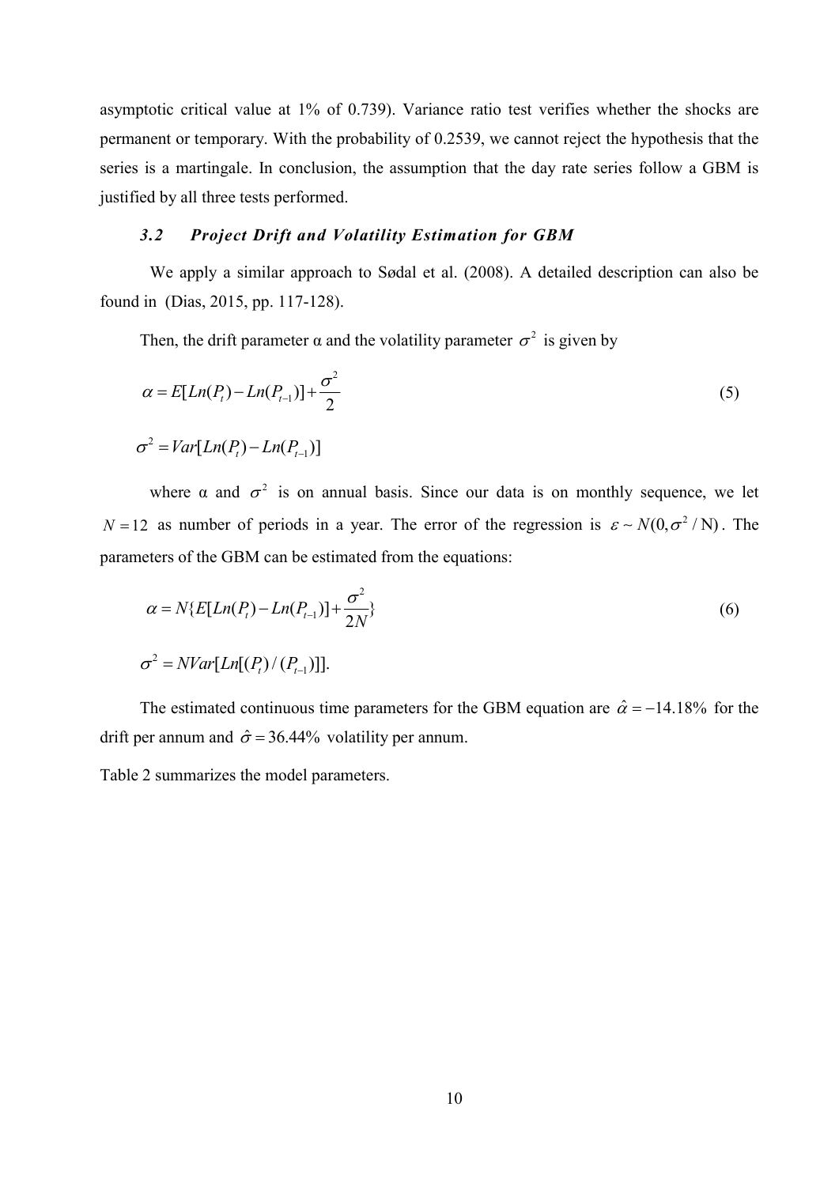asymptotic critical value at 1% of 0.739). Variance ratio test verifies whether the shocks are permanent or temporary. With the probability of 0.2539, we cannot reject the hypothesis that the series is a martingale. In conclusion, the assumption that the day rate series follow a GBM is justified by all three tests performed.

### *3.2 Project Drift and Volatility Estimation for GBM*

We apply a similar approach to Sødal et al. (2008). A detailed description can also be found in (Dias, 2015, pp. 117-128).

Then, the drift parameter α and the volatility parameter $\sigma^2$ is given by

$$\alpha = E[Ln(P_t) - Ln(P_{t-1})] + \frac{\sigma^2}{2} \tag{5}$$

$$\sigma^2 = Var[Ln(P_t) - Ln(P_{t-1})]$$

where α and $\sigma^2$ is on annual basis. Since our data is on monthly sequence, we let $N = 12$ as number of periods in a year. The error of the regression is $\varepsilon \sim N(0, \sigma^2 / \text{N})$. The parameters of the GBM can be estimated from the equations:

$$\alpha = N\{E[Ln(P_t) - Ln(P_{t-1})] + \frac{\sigma^2}{2N}\} \tag{6}$$

$$\sigma^2 = NVar[Ln[(P_t)/(P_{t-1})]].$$

The estimated continuous time parameters for the GBM equation are $\hat{\alpha} = -14.18\%$ for the drift per annum and $\hat{\sigma} = 36.44\%$ volatility per annum.

Table 2 summarizes the model parameters.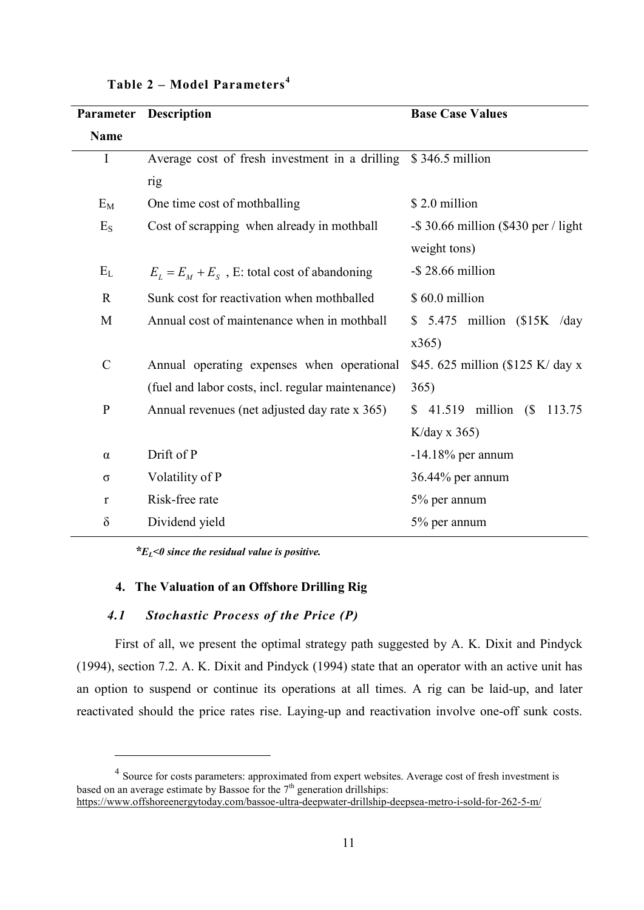**Table 2 – Model Parameters[4]**

| Parameter Name | Description | Base Case Values |
|---|---|---|
| I | Average cost of fresh investment in a drilling rig | \$ 346.5 million |
| $E_M$ | One time cost of mothballing | \$ 2.0 million |
| $E_S$ | Cost of scrapping when already in mothball | -\$ 30.66 million (\$430 per / light weight tons) |
| $E_L$ | $E_L = E_M + E_S$ , E: total cost of abandoning | -\$ 28.66 million |
| R | Sunk cost for reactivation when mothballed | \$ 60.0 million |
| M | Annual cost of maintenance when in mothball | \$ 5.475 million (\$15K /day x365) |
| C | Annual operating expenses when operational (fuel and labor costs, incl. regular maintenance) | \$45. 625 million (\$125 K/ day x 365) |
| P | Annual revenues (net adjusted day rate x 365) | \$ 41.519 million (\$ 113.75 K/day x 365) |
| α | Drift of P | -14.18% per annum |
| σ | Volatility of P | 36.44% per annum |
| r | Risk-free rate | 5% per annum |
| δ | Dividend yield | 5% per annum |

***$E_L$<0 since the residual value is positive.***

## 4. The Valuation of an Offshore Drilling Rig

### *4.1 Stochastic Process of the Price (P)*

First of all, we present the optimal strategy path suggested by A. K. Dixit and Pindyck (1994), section 7.2. A. K. Dixit and Pindyck (1994) state that an operator with an active unit has an option to suspend or continue its operations at all times. A rig can be laid-up, and later reactivated should the price rates rise. Laying-up and reactivation involve one-off sunk costs.

---

[4] Source for costs parameters: approximated from expert websites. Average cost of fresh investment is based on an average estimate by Bassoe for the 7th generation drillships: https://www.offshoreenergytoday.com/bassoe-ultra-deepwater-drillship-deepsea-metro-i-sold-for-262-5-m/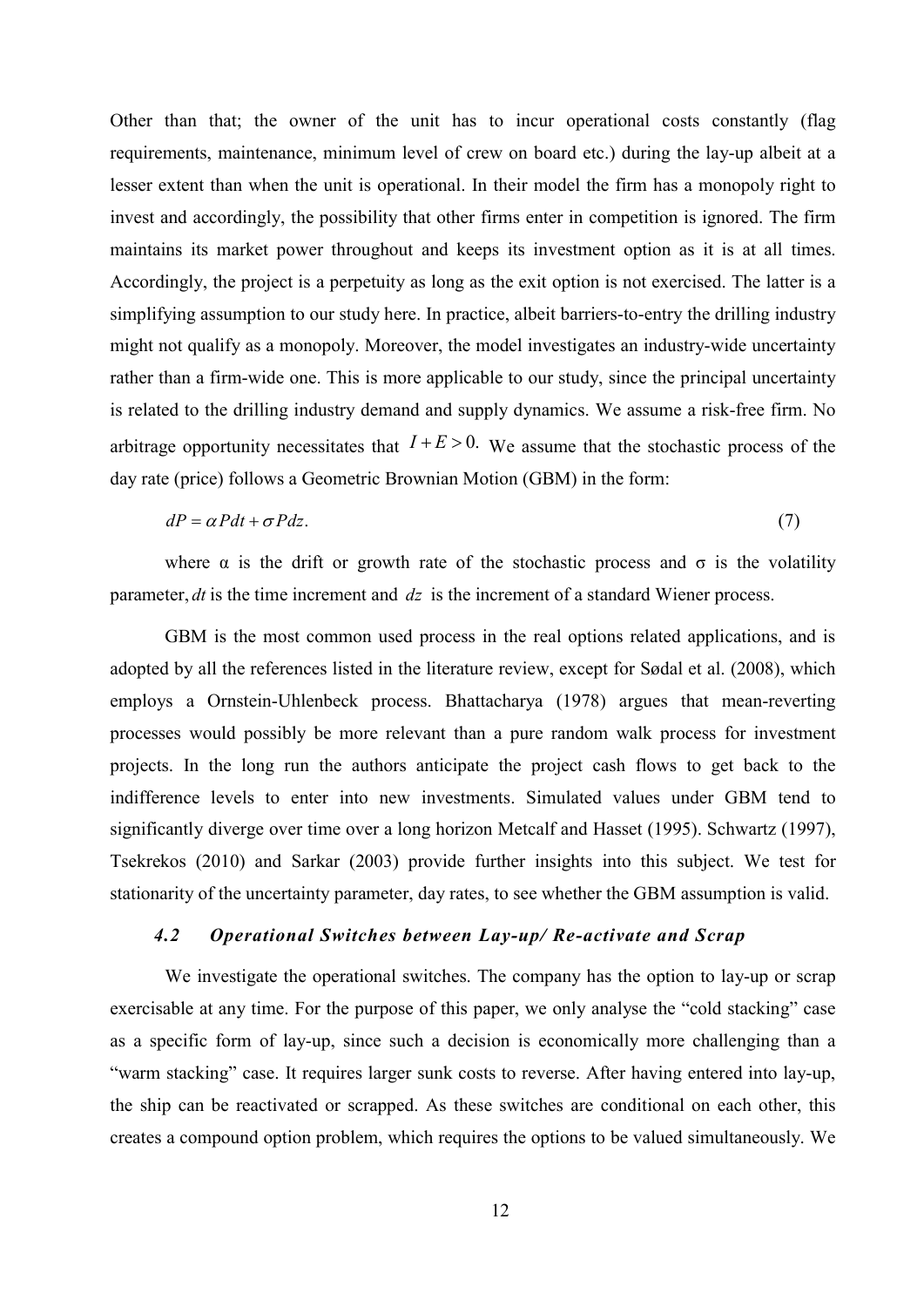Other than that; the owner of the unit has to incur operational costs constantly (flag requirements, maintenance, minimum level of crew on board etc.) during the lay-up albeit at a lesser extent than when the unit is operational. In their model the firm has a monopoly right to invest and accordingly, the possibility that other firms enter in competition is ignored. The firm maintains its market power throughout and keeps its investment option as it is at all times. Accordingly, the project is a perpetuity as long as the exit option is not exercised. The latter is a simplifying assumption to our study here. In practice, albeit barriers-to-entry the drilling industry might not qualify as a monopoly. Moreover, the model investigates an industry-wide uncertainty rather than a firm-wide one. This is more applicable to our study, since the principal uncertainty is related to the drilling industry demand and supply dynamics. We assume a risk-free firm. No arbitrage opportunity necessitates that $I+E>0.$ We assume that the stochastic process of the day rate (price) follows a Geometric Brownian Motion (GBM) in the form:

$$dP = \alpha P dt + \sigma P dz. \tag{7}$$

where α is the drift or growth rate of the stochastic process and σ is the volatility parameter, $dt$ is the time increment and $dz$ is the increment of a standard Wiener process.

GBM is the most common used process in the real options related applications, and is adopted by all the references listed in the literature review, except for Sødal et al. (2008), which employs a Ornstein-Uhlenbeck process. Bhattacharya (1978) argues that mean-reverting processes would possibly be more relevant than a pure random walk process for investment projects. In the long run the authors anticipate the project cash flows to get back to the indifference levels to enter into new investments. Simulated values under GBM tend to significantly diverge over time over a long horizon Metcalf and Hasset (1995). Schwartz (1997), Tsekrekos (2010) and Sarkar (2003) provide further insights into this subject. We test for stationarity of the uncertainty parameter, day rates, to see whether the GBM assumption is valid.

### *4.2 Operational Switches between Lay-up/ Re-activate and Scrap*

We investigate the operational switches. The company has the option to lay-up or scrap exercisable at any time. For the purpose of this paper, we only analyse the "cold stacking" case as a specific form of lay-up, since such a decision is economically more challenging than a "warm stacking" case. It requires larger sunk costs to reverse. After having entered into lay-up, the ship can be reactivated or scrapped. As these switches are conditional on each other, this creates a compound option problem, which requires the options to be valued simultaneously. We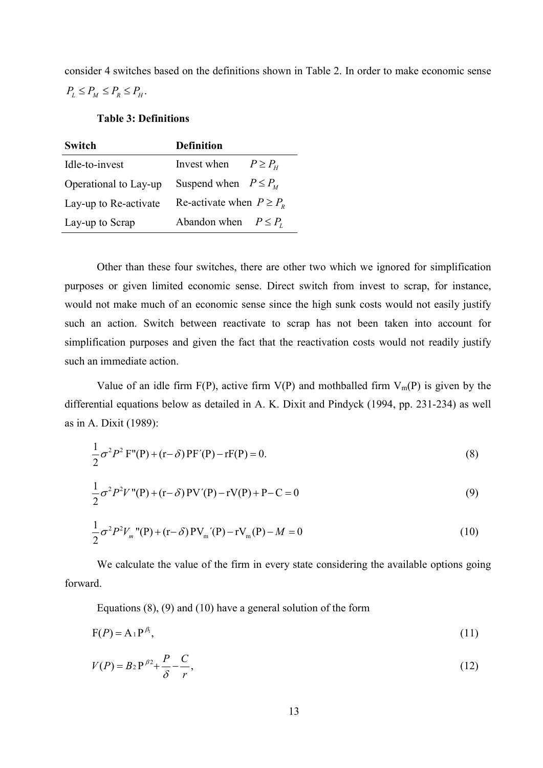consider 4 switches based on the definitions shown in Table 2. In order to make economic sense $P_L \leq P_M \leq P_R \leq P_H$.

**Table 3: Definitions**

| Switch | Definition |
|---|---|
| Idle-to-invest | Invest when $P \geq P_H$ |
| Operational to Lay-up | Suspend when $P \leq P_M$ |
| Lay-up to Re-activate | Re-activate when $P \geq P_R$ |
| Lay-up to Scrap | Abandon when $P \leq P_L$ |

Other than these four switches, there are other two which we ignored for simplification purposes or given limited economic sense. Direct switch from invest to scrap, for instance, would not make much of an economic sense since the high sunk costs would not easily justify such an action. Switch between reactivate to scrap has not been taken into account for simplification purposes and given the fact that the reactivation costs would not readily justify such an immediate action.

Value of an idle firm F(P), active firm V(P) and mothballed firm $V_m(P)$ is given by the differential equations below as detailed in A. K. Dixit and Pindyck (1994, pp. 231-234) as well as in A. Dixit (1989):

$$\frac{1}{2}\sigma^2 P^2 \, F''(P) + (r-\delta)\, PF'(P) - rF(P) = 0. \tag{8}$$

$$\frac{1}{2}\sigma^2 P^2 V''(P) + (r-\delta)\, PV'(P) - rV(P) + P - C = 0 \tag{9}$$

$$\frac{1}{2}\sigma^2 P^2 V_m''(P) + (r-\delta)\, PV_m'(P) - rV_m(P) - M = 0 \tag{10}$$

We calculate the value of the firm in every state considering the available options going forward.

Equations (8), (9) and (10) have a general solution of the form

$$F(P) = A_1 P^{\beta_1}, \tag{11}$$

$$V(P) = B_2 P^{\beta_2} + \frac{P}{\delta} - \frac{C}{r}, \tag{12}$$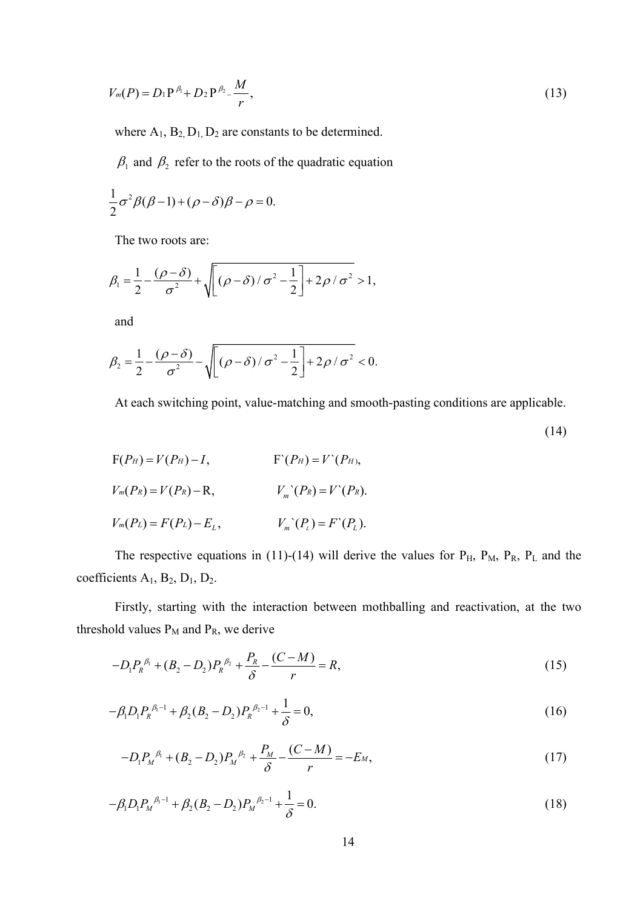$$V_m(P) = D_1 \mathrm{P}^{\beta_1} + D_2 \mathrm{P}^{\beta_2} - \frac{M}{r}, \tag{13}$$

where $A_1$, $B_2$, $D_1$, $D_2$ are constants to be determined.

$\beta_1$ and $\beta_2$ refer to the roots of the quadratic equation

$$\frac{1}{2}\sigma^2 \beta(\beta - 1) + (\rho - \delta)\beta - \rho = 0.$$

The two roots are:

$$\beta_1 = \frac{1}{2} - \frac{(\rho - \delta)}{\sigma^2} + \sqrt{\left[(\rho - \delta)/\sigma^2 - \frac{1}{2}\right] + 2\rho/\sigma^2} > 1,$$

and

$$\beta_2 = \frac{1}{2} - \frac{(\rho - \delta)}{\sigma^2} - \sqrt{\left[(\rho - \delta)/\sigma^2 - \frac{1}{2}\right] + 2\rho/\sigma^2} < 0.$$

At each switching point, value-matching and smooth-pasting conditions are applicable.

$$\mathrm{F}(P_H) = V(P_H) - I, \qquad \mathrm{F}`(P_H) = V`(P_H), \tag{14}$$

$$V_m(P_R) = V(P_R) - \mathrm{R}, \qquad V_m`(P_R) = V`(P_R).$$

$$V_m(P_L) = F(P_L) - E_L, \qquad V_m`(P_L) = F`(P_L).$$

The respective equations in (11)-(14) will derive the values for $P_H$, $P_M$, $P_R$, $P_L$ and the coefficients $A_1$, $B_2$, $D_1$, $D_2$.

Firstly, starting with the interaction between mothballing and reactivation, at the two threshold values $P_M$ and $P_R$, we derive

$$-D_1 P_R^{\beta_1} + (B_2 - D_2) P_R^{\beta_2} + \frac{P_R}{\delta} - \frac{(C - M)}{r} = R, \tag{15}$$

$$-\beta_1 D_1 P_R^{\beta_1 - 1} + \beta_2 (B_2 - D_2) P_R^{\beta_2 - 1} + \frac{1}{\delta} = 0, \tag{16}$$

$$-D_1 P_M^{\beta_1} + (B_2 - D_2) P_M^{\beta_2} + \frac{P_M}{\delta} - \frac{(C - M)}{r} = -E_M, \tag{17}$$

$$-\beta_1 D_1 P_M^{\beta_1 - 1} + \beta_2 (B_2 - D_2) P_M^{\beta_2 - 1} + \frac{1}{\delta} = 0. \tag{18}$$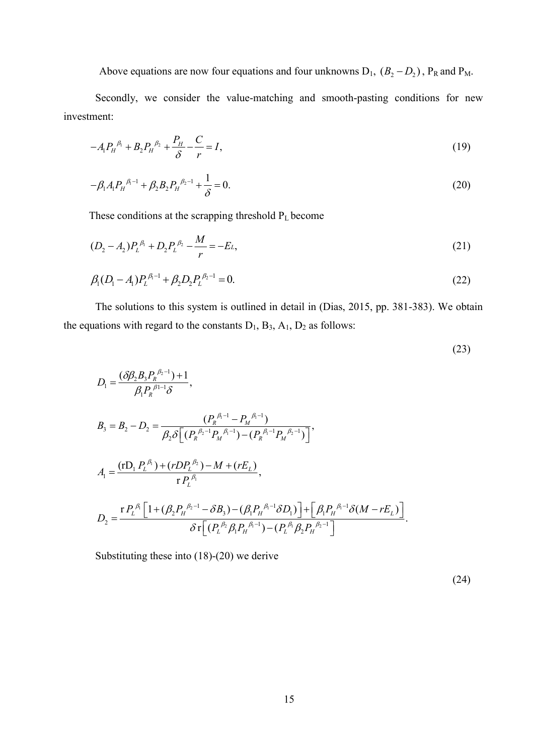Above equations are now four equations and four unknowns $D_1$, $(B_2 - D_2)$, $P_R$ and $P_M$.

Secondly, we consider the value-matching and smooth-pasting conditions for new investment:

$$-A_1 P_H^{\beta_1} + B_2 P_H^{\beta_2} + \frac{P_H}{\delta} - \frac{C}{r} = I, \tag{19}$$

$$-\beta_1 A_1 P_H^{\beta_1 - 1} + \beta_2 B_2 P_H^{\beta_2 - 1} + \frac{1}{\delta} = 0. \tag{20}$$

These conditions at the scrapping threshold $P_L$ become

$$(D_2 - A_2) P_L^{\beta_1} + D_2 P_L^{\beta_2} - \frac{M}{r} = -E_L, \tag{21}$$

$$\beta_1 (D_1 - A_1) P_L^{\beta_1 - 1} + \beta_2 D_2 P_L^{\beta_2 - 1} = 0. \tag{22}$$

The solutions to this system is outlined in detail in (Dias, 2015, pp. 381-383). We obtain the equations with regard to the constants $D_1$, $B_3$, $A_1$, $D_2$ as follows:

$$\tag{23}$$

$$D_1 = \frac{(\delta \beta_2 B_3 P_R^{\beta_2 - 1}) + 1}{\beta_1 P_R^{\beta 1 - 1} \delta},$$

$$B_3 = B_2 - D_2 = \frac{(P_R^{\beta_1 - 1} - P_M^{\beta_1 - 1})}{\beta_2 \delta \left[ (P_R^{\beta_2 - 1} P_M^{\beta_1 - 1}) - (P_R^{\beta_1 - 1} P_M^{\beta_2 - 1}) \right]},$$

$$A_1 = \frac{(\mathrm{r} \mathrm{D}_1 P_L^{\beta_1}) + (r D P_L^{\beta_2}) - M + (r E_L)}{\mathrm{r} P_L^{\beta_1}},$$

$$D_2 = \frac{\mathrm{r} P_L^{\beta_1} \left[ 1 + (\beta_2 P_H^{\beta_2 - 1} - \delta B_3) - (\beta_1 P_H^{\beta_1 - 1} \delta D_1) \right] + \left[ \beta_1 P_H^{\beta_1 - 1} \delta (M - r E_L) \right]}{\delta \mathrm{r} \left[ (P_L^{\beta_2} \beta_1 P_H^{\beta_1 - 1}) - (P_L^{\beta_1} \beta_2 P_H^{\beta_2 - 1} \right]}.$$

Substituting these into (18)-(20) we derive

$$\tag{24}$$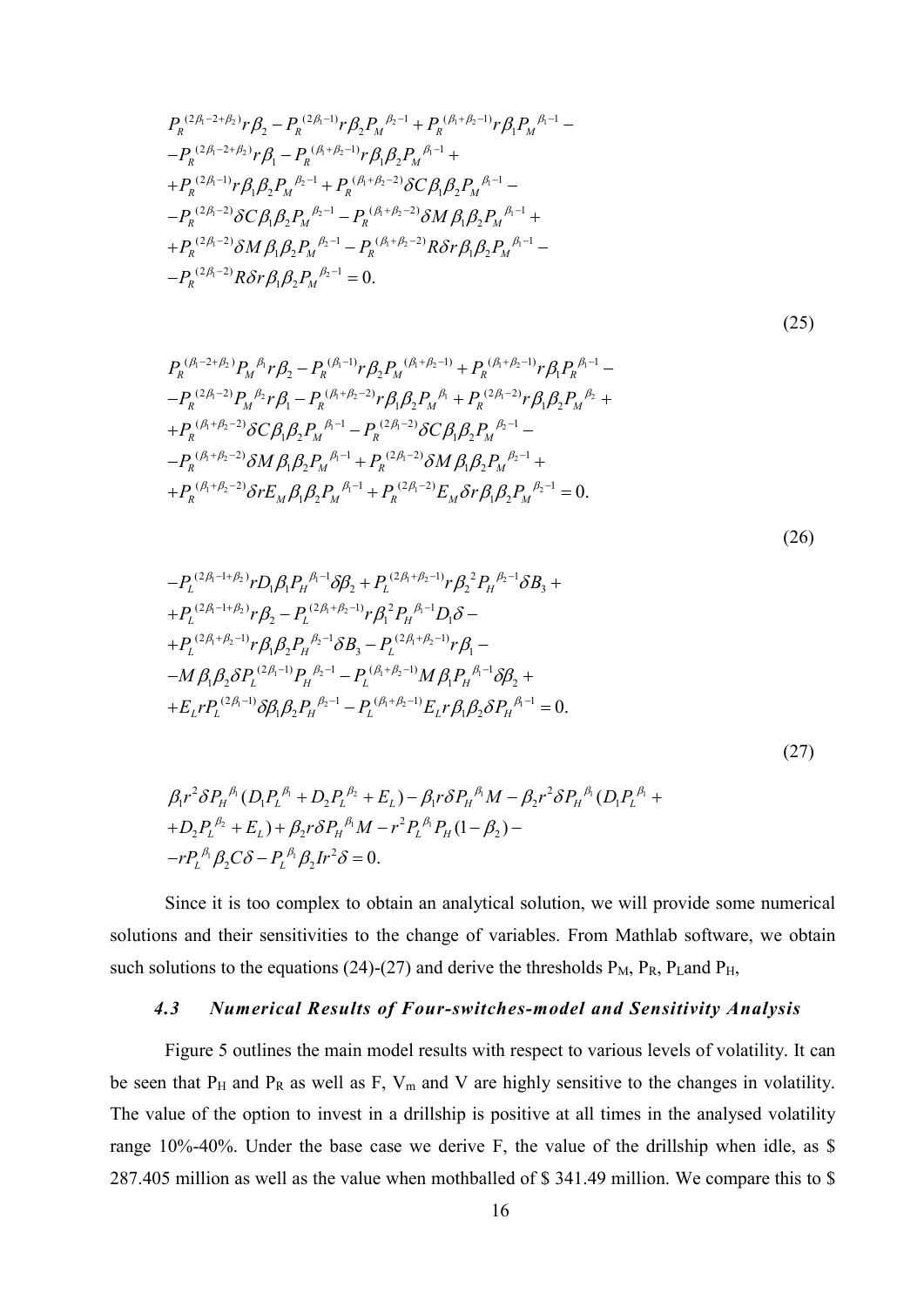$$
\begin{aligned}
&P_R^{(2\beta_1-2+\beta_2)} r\beta_2 - P_R^{(2\beta_1-1)} r\beta_2 P_M^{\ \beta_2-1} + P_R^{(\beta_1+\beta_2-1)} r\beta_1 P_M^{\ \beta_1-1} - \\
&-P_R^{(2\beta_1-2+\beta_2)} r\beta_1 - P_R^{(\beta_1+\beta_2-1)} r\beta_1\beta_2 P_M^{\ \beta_1-1} + \\
&+P_R^{(2\beta_1-1)} r\beta_1\beta_2 P_M^{\ \beta_2-1} + P_R^{(\beta_1+\beta_2-2)} \delta C\beta_1\beta_2 P_M^{\ \beta_1-1} - \\
&-P_R^{(2\beta_1-2)} \delta C\beta_1\beta_2 P_M^{\ \beta_2-1} - P_R^{(\beta_1+\beta_2-2)} \delta M\beta_1\beta_2 P_M^{\ \beta_1-1} + \\
&+P_R^{(2\beta_1-2)} \delta M\beta_1\beta_2 P_M^{\ \beta_2-1} - P_R^{(\beta_1+\beta_2-2)} R\delta r\beta_1\beta_2 P_M^{\ \beta_1-1} - \\
&-P_R^{(2\beta_1-2)} R\delta r\beta_1\beta_2 P_M^{\ \beta_2-1} = 0.
\end{aligned}
\tag{25}
$$

$$
\begin{aligned}
&P_R^{(\beta_1-2+\beta_2)} P_M^{\ \beta_1} r\beta_2 - P_R^{(\beta_1-1)} r\beta_2 P_M^{\ (\beta_1+\beta_2-1)} + P_R^{(\beta_1+\beta_2-1)} r\beta_1 P_R^{\ \beta_1-1} - \\
&-P_R^{(2\beta_1-2)} P_M^{\ \beta_2} r\beta_1 - P_R^{(\beta_1+\beta_2-2)} r\beta_1\beta_2 P_M^{\ \beta_1} + P_R^{(2\beta_1-2)} r\beta_1\beta_2 P_M^{\ \beta_2} + \\
&+P_R^{(\beta_1+\beta_2-2)} \delta C\beta_1\beta_2 P_M^{\ \beta_1-1} - P_R^{(2\beta_1-2)} \delta C\beta_1\beta_2 P_M^{\ \beta_2-1} - \\
&-P_R^{(\beta_1+\beta_2-2)} \delta M\beta_1\beta_2 P_M^{\ \beta_1-1} + P_R^{(2\beta_1-2)} \delta M\beta_1\beta_2 P_M^{\ \beta_2-1} + \\
&+P_R^{(\beta_1+\beta_2-2)} \delta r E_M \beta_1\beta_2 P_M^{\ \beta_1-1} + P_R^{(2\beta_1-2)} E_M \delta r\beta_1\beta_2 P_M^{\ \beta_2-1} = 0.
\end{aligned}
\tag{26}
$$

$$
\begin{aligned}
&-P_L^{(2\beta_1-1+\beta_2)} r D_1\beta_1 P_H^{\ \beta_1-1}\delta\beta_2 + P_L^{(2\beta_1+\beta_2-1)} r\beta_2^{\ 2} P_H^{\ \beta_2-1}\delta B_3 + \\
&+P_L^{(2\beta_1-1+\beta_2)} r\beta_2 - P_L^{(2\beta_1+\beta_2-1)} r\beta_1^{\ 2} P_H^{\ \beta_1-1} D_1\delta - \\
&+P_L^{(2\beta_1+\beta_2-1)} r\beta_1\beta_2 P_H^{\ \beta_2-1}\delta B_3 - P_L^{(2\beta_1+\beta_2-1)} r\beta_1 - \\
&-M\beta_1\beta_2\delta P_L^{(2\beta_1-1)} P_H^{\ \beta_2-1} - P_L^{(\beta_1+\beta_2-1)} M\beta_1 P_H^{\ \beta_1-1}\delta\beta_2 + \\
&+E_L r P_L^{(2\beta_1-1)}\delta\beta_1\beta_2 P_H^{\ \beta_2-1} - P_L^{(\beta_1+\beta_2-1)} E_L r\beta_1\beta_2\delta P_H^{\ \beta_1-1} = 0.
\end{aligned}
\tag{27}
$$

$$
\begin{aligned}
&\beta_1 r^2\delta P_H^{\ \beta_1}(D_1 P_L^{\ \beta_1} + D_2 P_L^{\ \beta_2} + E_L) - \beta_1 r\delta P_H^{\ \beta_1} M - \beta_2 r^2\delta P_H^{\ \beta_1}(D_1 P_L^{\ \beta_1} + \\
&+D_2 P_L^{\ \beta_2} + E_L) + \beta_2 r\delta P_H^{\ \beta_1} M - r^2 P_L^{\ \beta_1} P_H (1-\beta_2) - \\
&-r P_L^{\ \beta_1}\beta_2 C\delta - P_L^{\ \beta_1}\beta_2 I r^2\delta = 0.
\end{aligned}
$$

Since it is too complex to obtain an analytical solution, we will provide some numerical solutions and their sensitivities to the change of variables. From Mathlab software, we obtain such solutions to the equations (24)-(27) and derive the thresholds $P_M$, $P_R$, $P_L$and $P_H$,

### *4.3 Numerical Results of Four-switches-model and Sensitivity Analysis*

Figure 5 outlines the main model results with respect to various levels of volatility. It can be seen that $P_H$ and $P_R$ as well as F, $V_m$ and V are highly sensitive to the changes in volatility. The value of the option to invest in a drillship is positive at all times in the analysed volatility range 10%-40%. Under the base case we derive F, the value of the drillship when idle, as \$ 287.405 million as well as the value when mothballed of \$ 341.49 million. We compare this to \$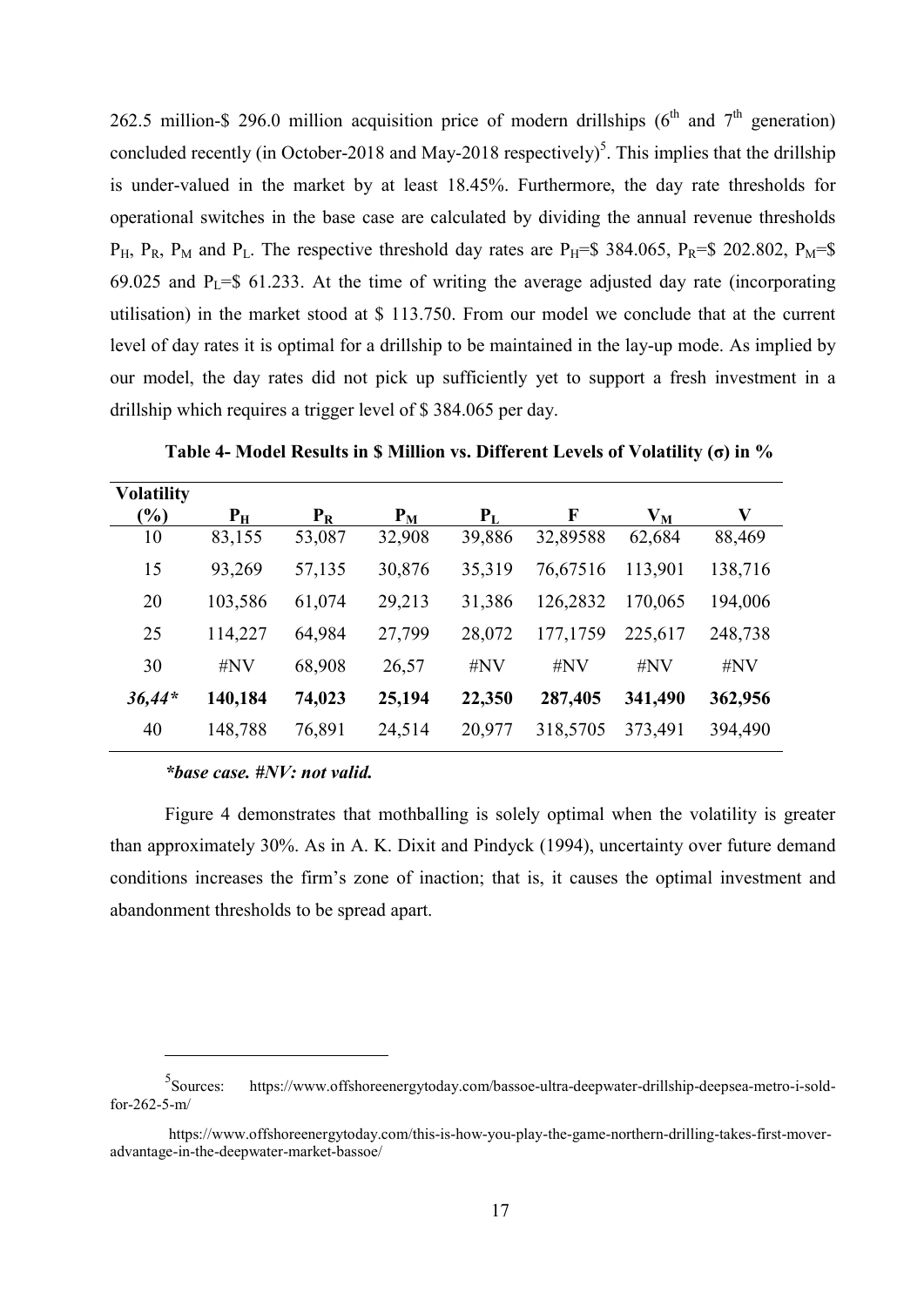262.5 million-\$ 296.0 million acquisition price of modern drillships (6th and 7th generation) concluded recently (in October-2018 and May-2018 respectively)[5]. This implies that the drillship is under-valued in the market by at least 18.45%. Furthermore, the day rate thresholds for operational switches in the base case are calculated by dividing the annual revenue thresholds $P_H$, $P_R$, $P_M$ and $P_L$. The respective threshold day rates are $P_H$=\$ 384.065, $P_R$=\$ 202.802, $P_M$=\$ 69.025 and $P_L$=\$ 61.233. At the time of writing the average adjusted day rate (incorporating utilisation) in the market stood at \$ 113.750. From our model we conclude that at the current level of day rates it is optimal for a drillship to be maintained in the lay-up mode. As implied by our model, the day rates did not pick up sufficiently yet to support a fresh investment in a drillship which requires a trigger level of \$ 384.065 per day.

**Table 4- Model Results in \$ Million vs. Different Levels of Volatility (σ) in %**

| Volatility (%) | $P_H$ | $P_R$ | $P_M$ | $P_L$ | F | $V_M$ | V |
|---|---|---|---|---|---|---|---|
| 10 | 83,155 | 53,087 | 32,908 | 39,886 | 32,89588 | 62,684 | 88,469 |
| 15 | 93,269 | 57,135 | 30,876 | 35,319 | 76,67516 | 113,901 | 138,716 |
| 20 | 103,586 | 61,074 | 29,213 | 31,386 | 126,2832 | 170,065 | 194,006 |
| 25 | 114,227 | 64,984 | 27,799 | 28,072 | 177,1759 | 225,617 | 248,738 |
| 30 | #NV | 68,908 | 26,57 | #NV | #NV | #NV | #NV |
| ***36,44**** | **140,184** | **74,023** | **25,194** | **22,350** | **287,405** | **341,490** | **362,956** |
| 40 | 148,788 | 76,891 | 24,514 | 20,977 | 318,5705 | 373,491 | 394,490 |

***base case. #NV: not valid.***

Figure 4 demonstrates that mothballing is solely optimal when the volatility is greater than approximately 30%. As in A. K. Dixit and Pindyck (1994), uncertainty over future demand conditions increases the firm's zone of inaction; that is, it causes the optimal investment and abandonment thresholds to be spread apart.

[5] Sources: https://www.offshoreenergytoday.com/bassoe-ultra-deepwater-drillship-deepsea-metro-i-sold-for-262-5-m/

https://www.offshoreenergytoday.com/this-is-how-you-play-the-game-northern-drilling-takes-first-mover-advantage-in-the-deepwater-market-bassoe/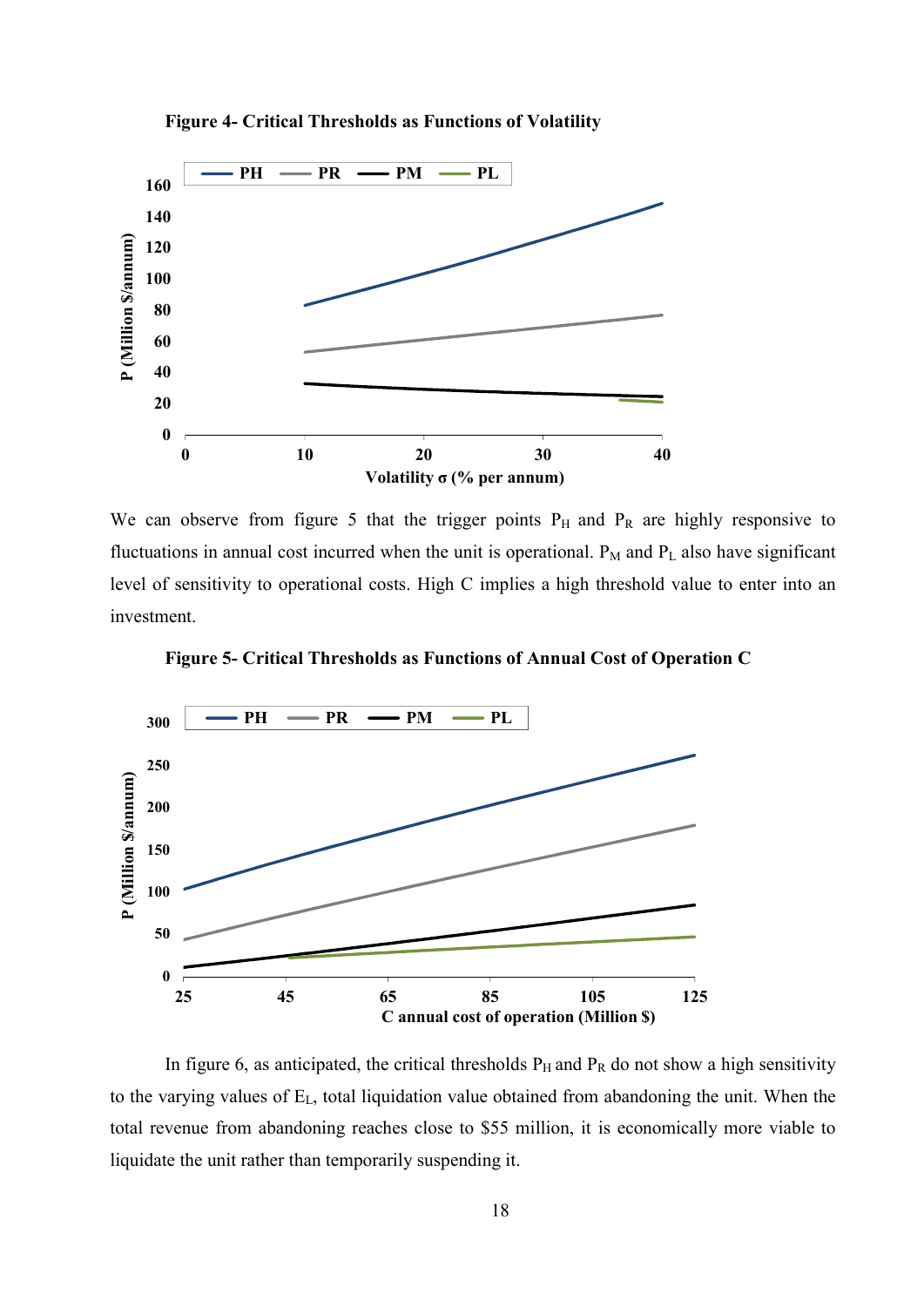**Figure 4- Critical Thresholds as Functions of Volatility**

We can observe from figure 5 that the trigger points $P_H$ and $P_R$ are highly responsive to fluctuations in annual cost incurred when the unit is operational. $P_M$ and $P_L$ also have significant level of sensitivity to operational costs. High C implies a high threshold value to enter into an investment.

**Figure 5- Critical Thresholds as Functions of Annual Cost of Operation C**

In figure 6, as anticipated, the critical thresholds $P_H$ and $P_R$ do not show a high sensitivity to the varying values of $E_L$, total liquidation value obtained from abandoning the unit. When the total revenue from abandoning reaches close to \$55 million, it is economically more viable to liquidate the unit rather than temporarily suspending it.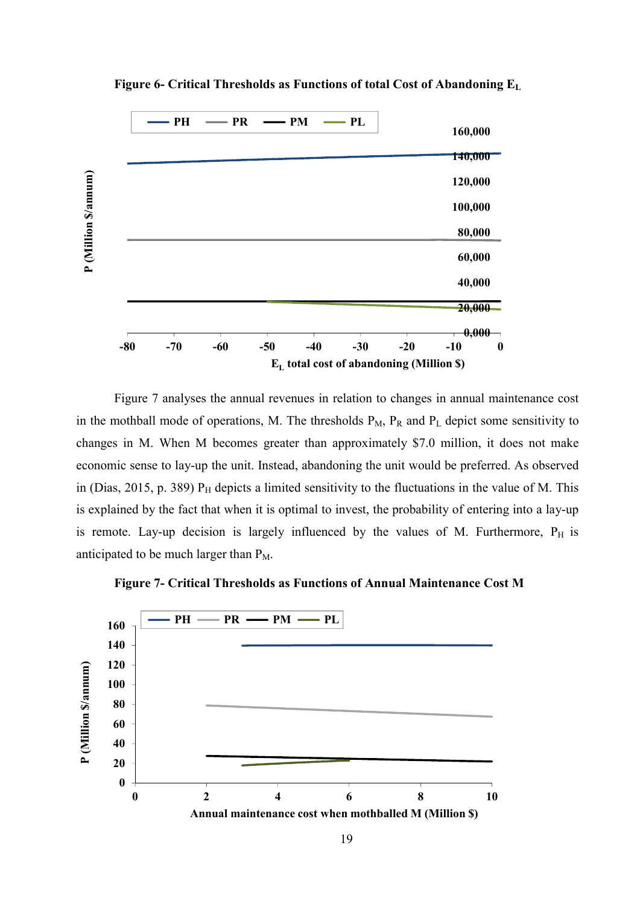**Figure 6- Critical Thresholds as Functions of total Cost of Abandoning $E_L$**

Figure 7 analyses the annual revenues in relation to changes in annual maintenance cost in the mothball mode of operations, M. The thresholds $P_M$, $P_R$ and $P_L$ depict some sensitivity to changes in M. When M becomes greater than approximately \$7.0 million, it does not make economic sense to lay-up the unit. Instead, abandoning the unit would be preferred. As observed in (Dias, 2015, p. 389) $P_H$ depicts a limited sensitivity to the fluctuations in the value of M. This is explained by the fact that when it is optimal to invest, the probability of entering into a lay-up is remote. Lay-up decision is largely influenced by the values of M. Furthermore, $P_H$ is anticipated to be much larger than $P_M$.

**Figure 7- Critical Thresholds as Functions of Annual Maintenance Cost M**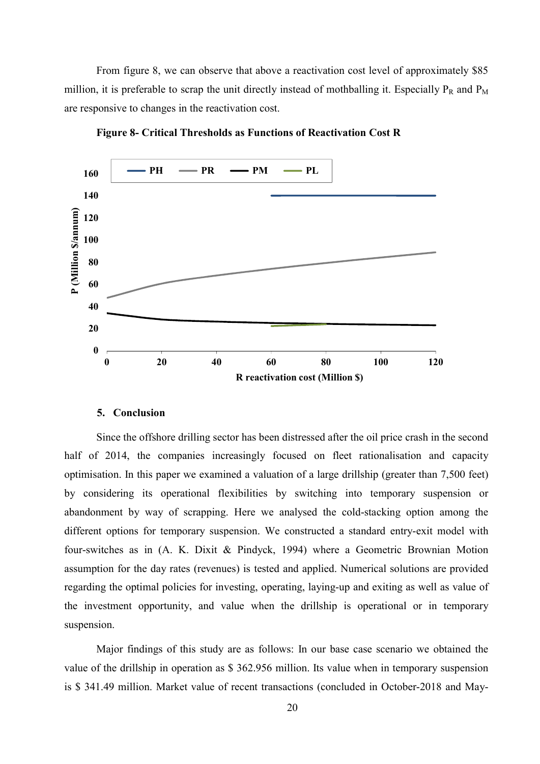From figure 8, we can observe that above a reactivation cost level of approximately \$85 million, it is preferable to scrap the unit directly instead of mothballing it. Especially $P_R$ and $P_M$ are responsive to changes in the reactivation cost.

**Figure 8- Critical Thresholds as Functions of Reactivation Cost R**

## 5. Conclusion

Since the offshore drilling sector has been distressed after the oil price crash in the second half of 2014, the companies increasingly focused on fleet rationalisation and capacity optimisation. In this paper we examined a valuation of a large drillship (greater than 7,500 feet) by considering its operational flexibilities by switching into temporary suspension or abandonment by way of scrapping. Here we analysed the cold-stacking option among the different options for temporary suspension. We constructed a standard entry-exit model with four-switches as in (A. K. Dixit & Pindyck, 1994) where a Geometric Brownian Motion assumption for the day rates (revenues) is tested and applied. Numerical solutions are provided regarding the optimal policies for investing, operating, laying-up and exiting as well as value of the investment opportunity, and value when the drillship is operational or in temporary suspension.

Major findings of this study are as follows: In our base case scenario we obtained the value of the drillship in operation as \$ 362.956 million. Its value when in temporary suspension is \$ 341.49 million. Market value of recent transactions (concluded in October-2018 and May-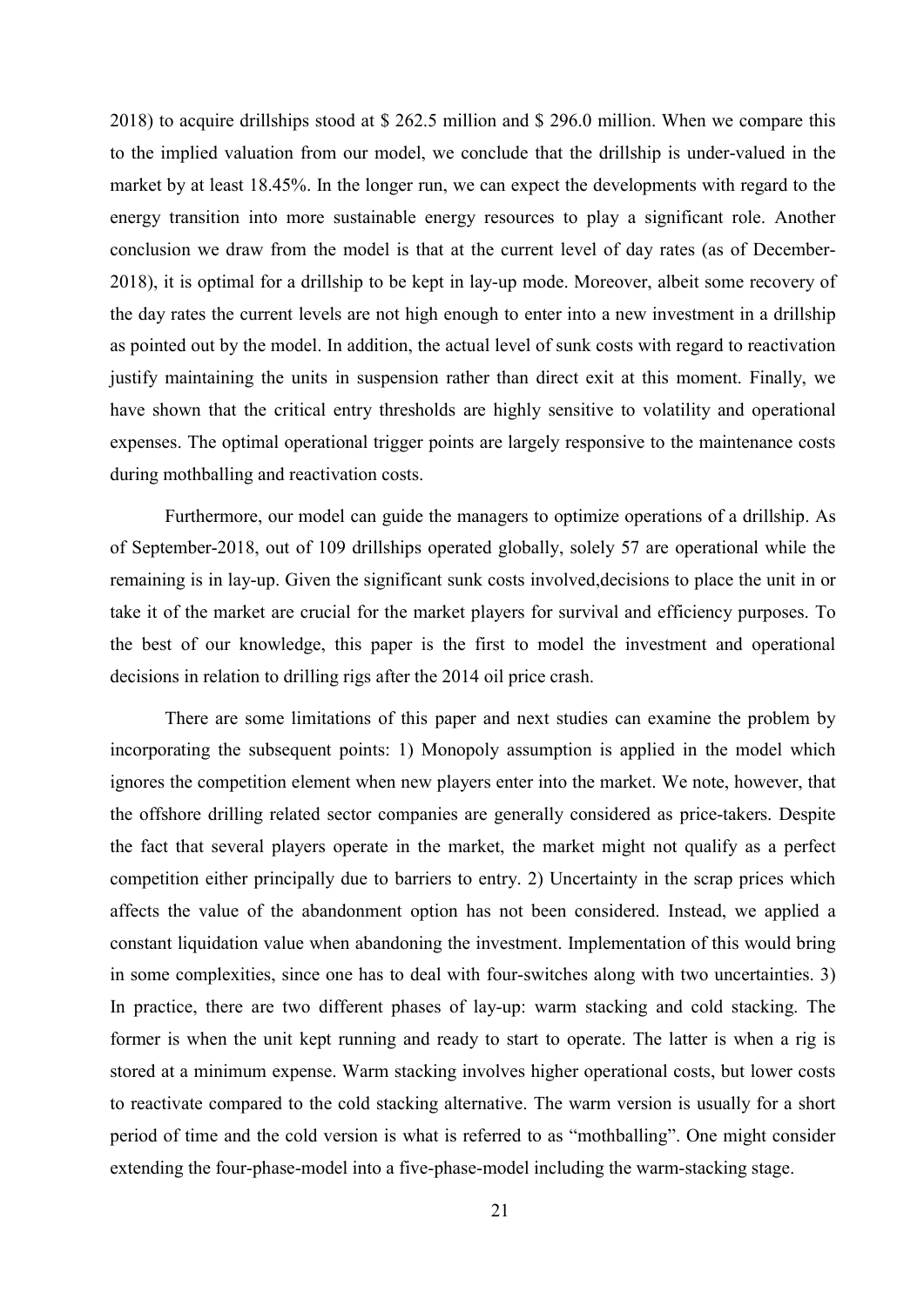2018) to acquire drillships stood at $ 262.5 million and $ 296.0 million. When we compare this to the implied valuation from our model, we conclude that the drillship is under-valued in the market by at least 18.45%. In the longer run, we can expect the developments with regard to the energy transition into more sustainable energy resources to play a significant role. Another conclusion we draw from the model is that at the current level of day rates (as of December-2018), it is optimal for a drillship to be kept in lay-up mode. Moreover, albeit some recovery of the day rates the current levels are not high enough to enter into a new investment in a drillship as pointed out by the model. In addition, the actual level of sunk costs with regard to reactivation justify maintaining the units in suspension rather than direct exit at this moment. Finally, we have shown that the critical entry thresholds are highly sensitive to volatility and operational expenses. The optimal operational trigger points are largely responsive to the maintenance costs during mothballing and reactivation costs.

Furthermore, our model can guide the managers to optimize operations of a drillship. As of September-2018, out of 109 drillships operated globally, solely 57 are operational while the remaining is in lay-up. Given the significant sunk costs involved,decisions to place the unit in or take it of the market are crucial for the market players for survival and efficiency purposes. To the best of our knowledge, this paper is the first to model the investment and operational decisions in relation to drilling rigs after the 2014 oil price crash.

There are some limitations of this paper and next studies can examine the problem by incorporating the subsequent points: 1) Monopoly assumption is applied in the model which ignores the competition element when new players enter into the market. We note, however, that the offshore drilling related sector companies are generally considered as price-takers. Despite the fact that several players operate in the market, the market might not qualify as a perfect competition either principally due to barriers to entry. 2) Uncertainty in the scrap prices which affects the value of the abandonment option has not been considered. Instead, we applied a constant liquidation value when abandoning the investment. Implementation of this would bring in some complexities, since one has to deal with four-switches along with two uncertainties. 3) In practice, there are two different phases of lay-up: warm stacking and cold stacking. The former is when the unit kept running and ready to start to operate. The latter is when a rig is stored at a minimum expense. Warm stacking involves higher operational costs, but lower costs to reactivate compared to the cold stacking alternative. The warm version is usually for a short period of time and the cold version is what is referred to as "mothballing". One might consider extending the four-phase-model into a five-phase-model including the warm-stacking stage.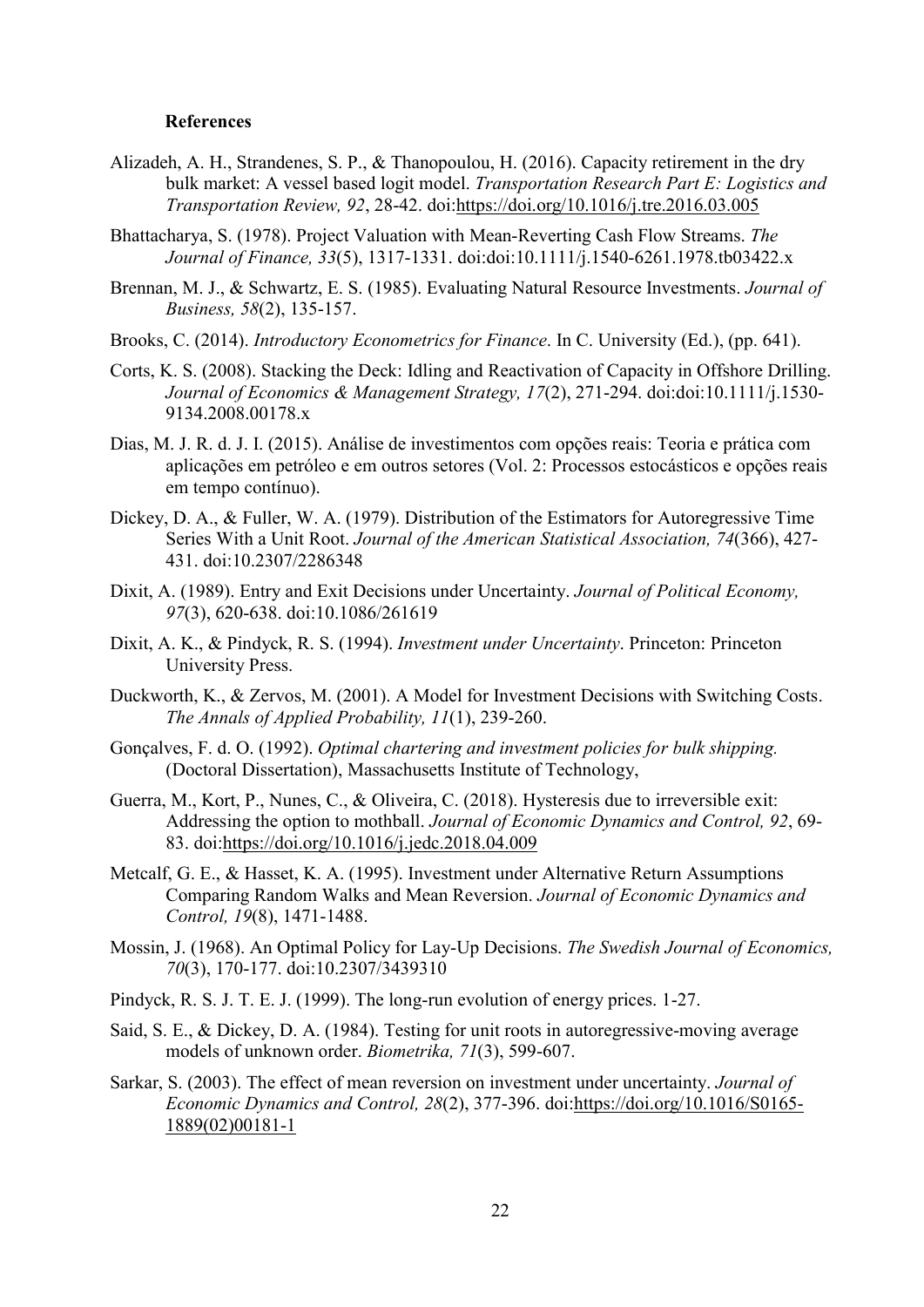### References

Alizadeh, A. H., Strandenes, S. P., & Thanopoulou, H. (2016). Capacity retirement in the dry bulk market: A vessel based logit model. *Transportation Research Part E: Logistics and Transportation Review, 92*, 28-42. doi:https://doi.org/10.1016/j.tre.2016.03.005

Bhattacharya, S. (1978). Project Valuation with Mean-Reverting Cash Flow Streams. *The Journal of Finance, 33*(5), 1317-1331. doi:doi:10.1111/j.1540-6261.1978.tb03422.x

Brennan, M. J., & Schwartz, E. S. (1985). Evaluating Natural Resource Investments. *Journal of Business, 58*(2), 135-157.

Brooks, C. (2014). *Introductory Econometrics for Finance*. In C. University (Ed.), (pp. 641).

Corts, K. S. (2008). Stacking the Deck: Idling and Reactivation of Capacity in Offshore Drilling. *Journal of Economics & Management Strategy, 17*(2), 271-294. doi:doi:10.1111/j.1530-9134.2008.00178.x

Dias, M. J. R. d. J. I. (2015). Análise de investimentos com opções reais: Teoria e prática com aplicações em petróleo e em outros setores (Vol. 2: Processos estocásticos e opções reais em tempo contínuo).

Dickey, D. A., & Fuller, W. A. (1979). Distribution of the Estimators for Autoregressive Time Series With a Unit Root. *Journal of the American Statistical Association, 74*(366), 427-431. doi:10.2307/2286348

Dixit, A. (1989). Entry and Exit Decisions under Uncertainty. *Journal of Political Economy, 97*(3), 620-638. doi:10.1086/261619

Dixit, A. K., & Pindyck, R. S. (1994). *Investment under Uncertainty*. Princeton: Princeton University Press.

Duckworth, K., & Zervos, M. (2001). A Model for Investment Decisions with Switching Costs. *The Annals of Applied Probability, 11*(1), 239-260.

Gonçalves, F. d. O. (1992). *Optimal chartering and investment policies for bulk shipping.* (Doctoral Dissertation), Massachusetts Institute of Technology,

Guerra, M., Kort, P., Nunes, C., & Oliveira, C. (2018). Hysteresis due to irreversible exit: Addressing the option to mothball. *Journal of Economic Dynamics and Control, 92*, 69-83. doi:https://doi.org/10.1016/j.jedc.2018.04.009

Metcalf, G. E., & Hasset, K. A. (1995). Investment under Alternative Return Assumptions Comparing Random Walks and Mean Reversion. *Journal of Economic Dynamics and Control, 19*(8), 1471-1488.

Mossin, J. (1968). An Optimal Policy for Lay-Up Decisions. *The Swedish Journal of Economics, 70*(3), 170-177. doi:10.2307/3439310

Pindyck, R. S. J. T. E. J. (1999). The long-run evolution of energy prices. 1-27.

Said, S. E., & Dickey, D. A. (1984). Testing for unit roots in autoregressive-moving average models of unknown order. *Biometrika, 71*(3), 599-607.

Sarkar, S. (2003). The effect of mean reversion on investment under uncertainty. *Journal of Economic Dynamics and Control, 28*(2), 377-396. doi:https://doi.org/10.1016/S0165-1889(02)00181-1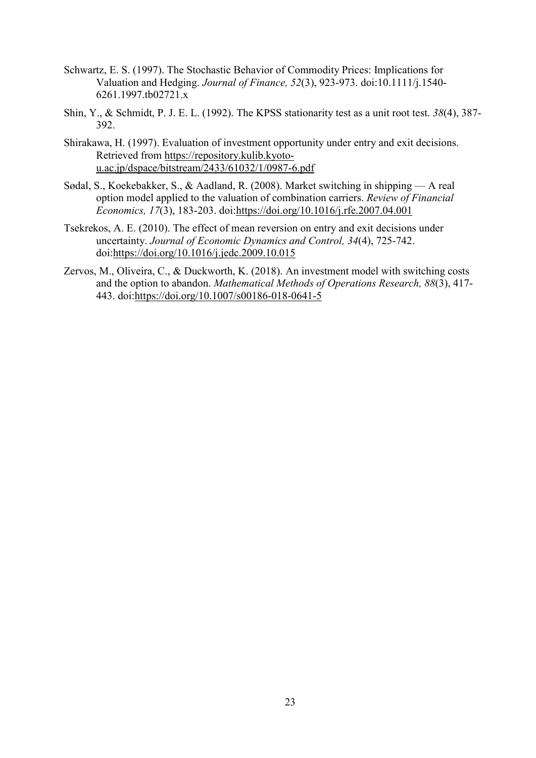Schwartz, E. S. (1997). The Stochastic Behavior of Commodity Prices: Implications for Valuation and Hedging. *Journal of Finance, 52*(3), 923-973. doi:10.1111/j.1540-6261.1997.tb02721.x

Shin, Y., & Schmidt, P. J. E. L. (1992). The KPSS stationarity test as a unit root test. *38*(4), 387-392.

Shirakawa, H. (1997). Evaluation of investment opportunity under entry and exit decisions. Retrieved from https://repository.kulib.kyoto-u.ac.jp/dspace/bitstream/2433/61032/1/0987-6.pdf

Sødal, S., Koekebakker, S., & Aadland, R. (2008). Market switching in shipping — A real option model applied to the valuation of combination carriers. *Review of Financial Economics, 17*(3), 183-203. doi:https://doi.org/10.1016/j.rfe.2007.04.001

Tsekrekos, A. E. (2010). The effect of mean reversion on entry and exit decisions under uncertainty. *Journal of Economic Dynamics and Control, 34*(4), 725-742. doi:https://doi.org/10.1016/j.jedc.2009.10.015

Zervos, M., Oliveira, C., & Duckworth, K. (2018). An investment model with switching costs and the option to abandon. *Mathematical Methods of Operations Research, 88*(3), 417-443. doi:https://doi.org/10.1007/s00186-018-0641-5